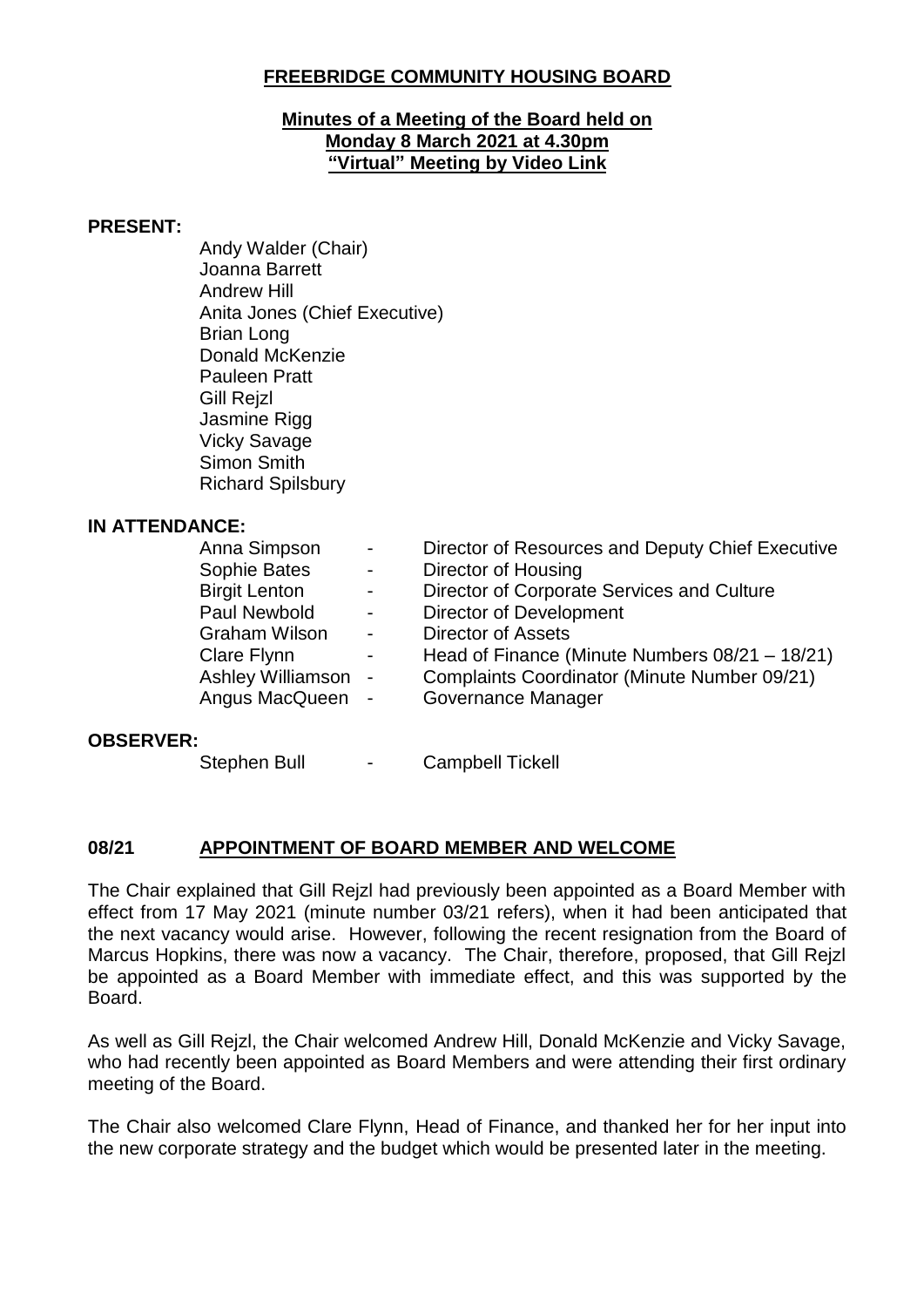# FREEBRIDGE COMMUNITY HOUSING BOARD

## Minutes of a Meeting of the Board held on Monday 8 March 2021 at 4.30pm "Virtual" Meeting by Video Link

**PRESENT:**

Andy Walder (Chair)
Joanna Barrett
Andrew Hill
Anita Jones (Chief Executive)
Brian Long
Donald McKenzie
Pauleen Pratt
Gill Rejzl
Jasmine Rigg
Vicky Savage
Simon Smith
Richard Spilsbury

**IN ATTENDANCE:**

| | | |
|---|---|---|
| Anna Simpson | - | Director of Resources and Deputy Chief Executive |
| Sophie Bates | - | Director of Housing |
| Birgit Lenton | - | Director of Corporate Services and Culture |
| Paul Newbold | - | Director of Development |
| Graham Wilson | - | Director of Assets |
| Clare Flynn | - | Head of Finance (Minute Numbers 08/21 – 18/21) |
| Ashley Williamson | - | Complaints Coordinator (Minute Number 09/21) |
| Angus MacQueen | - | Governance Manager |

**OBSERVER:**

| | | |
|---|---|---|
| Stephen Bull | - | Campbell Tickell |

### 08/21 APPOINTMENT OF BOARD MEMBER AND WELCOME

The Chair explained that Gill Rejzl had previously been appointed as a Board Member with effect from 17 May 2021 (minute number 03/21 refers), when it had been anticipated that the next vacancy would arise. However, following the recent resignation from the Board of Marcus Hopkins, there was now a vacancy. The Chair, therefore, proposed, that Gill Rejzl be appointed as a Board Member with immediate effect, and this was supported by the Board.

As well as Gill Rejzl, the Chair welcomed Andrew Hill, Donald McKenzie and Vicky Savage, who had recently been appointed as Board Members and were attending their first ordinary meeting of the Board.

The Chair also welcomed Clare Flynn, Head of Finance, and thanked her for her input into the new corporate strategy and the budget which would be presented later in the meeting.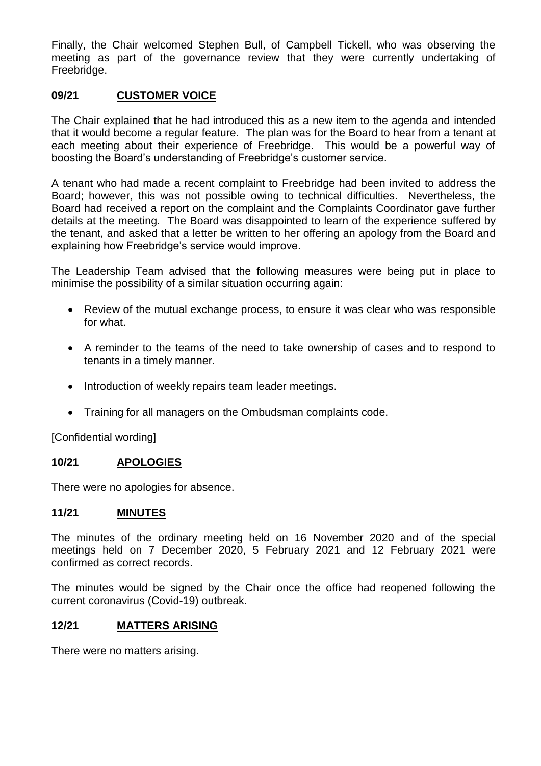Finally, the Chair welcomed Stephen Bull, of Campbell Tickell, who was observing the meeting as part of the governance review that they were currently undertaking of Freebridge.

## 09/21 CUSTOMER VOICE

The Chair explained that he had introduced this as a new item to the agenda and intended that it would become a regular feature. The plan was for the Board to hear from a tenant at each meeting about their experience of Freebridge. This would be a powerful way of boosting the Board's understanding of Freebridge's customer service.

A tenant who had made a recent complaint to Freebridge had been invited to address the Board; however, this was not possible owing to technical difficulties. Nevertheless, the Board had received a report on the complaint and the Complaints Coordinator gave further details at the meeting. The Board was disappointed to learn of the experience suffered by the tenant, and asked that a letter be written to her offering an apology from the Board and explaining how Freebridge's service would improve.

The Leadership Team advised that the following measures were being put in place to minimise the possibility of a similar situation occurring again:

- Review of the mutual exchange process, to ensure it was clear who was responsible for what.
- A reminder to the teams of the need to take ownership of cases and to respond to tenants in a timely manner.
- Introduction of weekly repairs team leader meetings.
- Training for all managers on the Ombudsman complaints code.

[Confidential wording]

## 10/21 APOLOGIES

There were no apologies for absence.

## 11/21 MINUTES

The minutes of the ordinary meeting held on 16 November 2020 and of the special meetings held on 7 December 2020, 5 February 2021 and 12 February 2021 were confirmed as correct records.

The minutes would be signed by the Chair once the office had reopened following the current coronavirus (Covid-19) outbreak.

## 12/21 MATTERS ARISING

There were no matters arising.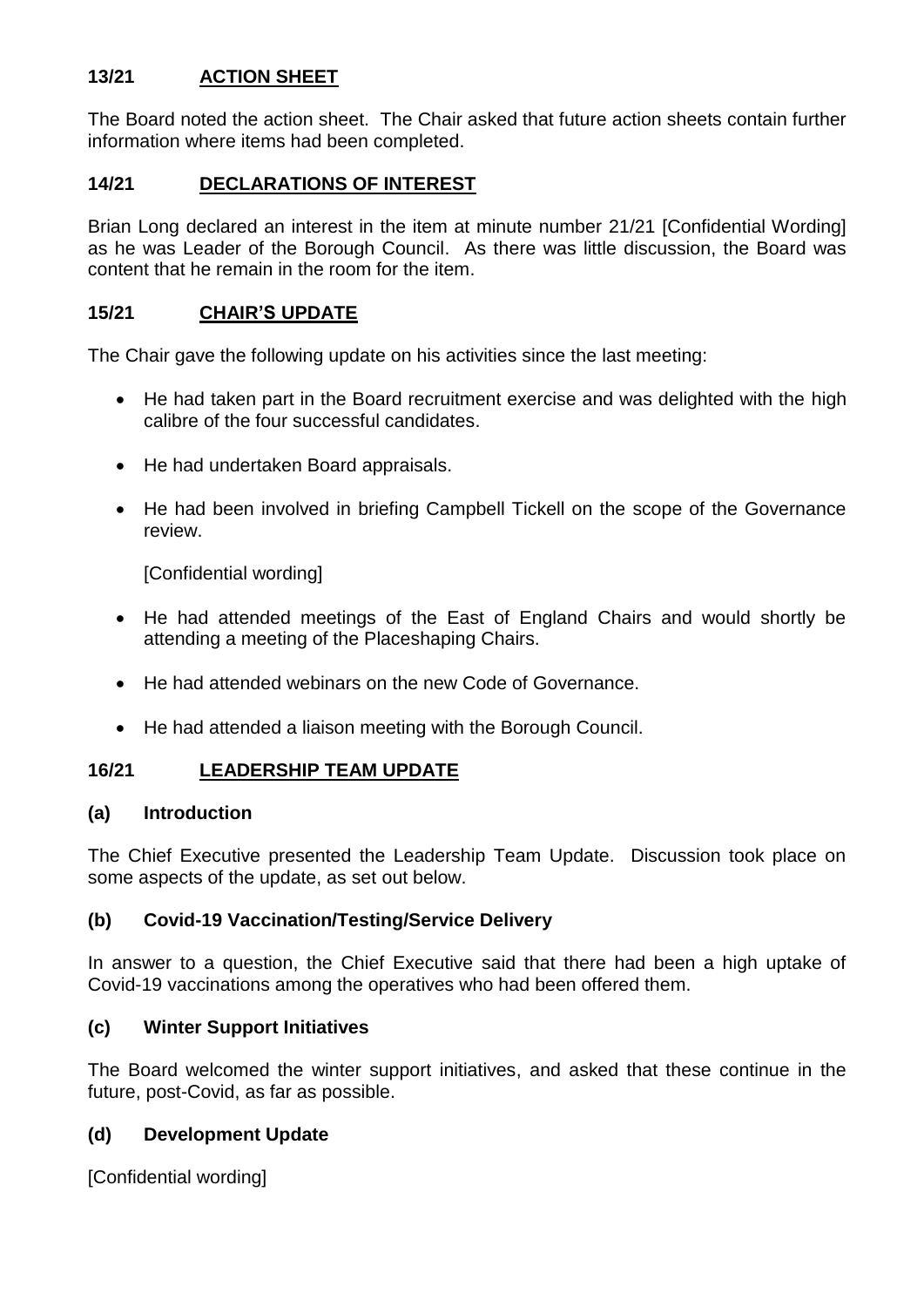## 13/21 ACTION SHEET

The Board noted the action sheet. The Chair asked that future action sheets contain further information where items had been completed.

## 14/21 DECLARATIONS OF INTEREST

Brian Long declared an interest in the item at minute number 21/21 [Confidential Wording] as he was Leader of the Borough Council. As there was little discussion, the Board was content that he remain in the room for the item.

## 15/21 CHAIR'S UPDATE

The Chair gave the following update on his activities since the last meeting:

- He had taken part in the Board recruitment exercise and was delighted with the high calibre of the four successful candidates.
- He had undertaken Board appraisals.
- He had been involved in briefing Campbell Tickell on the scope of the Governance review.

  [Confidential wording]

- He had attended meetings of the East of England Chairs and would shortly be attending a meeting of the Placeshaping Chairs.
- He had attended webinars on the new Code of Governance.
- He had attended a liaison meeting with the Borough Council.

## 16/21 LEADERSHIP TEAM UPDATE

### (a) Introduction

The Chief Executive presented the Leadership Team Update. Discussion took place on some aspects of the update, as set out below.

### (b) Covid-19 Vaccination/Testing/Service Delivery

In answer to a question, the Chief Executive said that there had been a high uptake of Covid-19 vaccinations among the operatives who had been offered them.

### (c) Winter Support Initiatives

The Board welcomed the winter support initiatives, and asked that these continue in the future, post-Covid, as far as possible.

### (d) Development Update

[Confidential wording]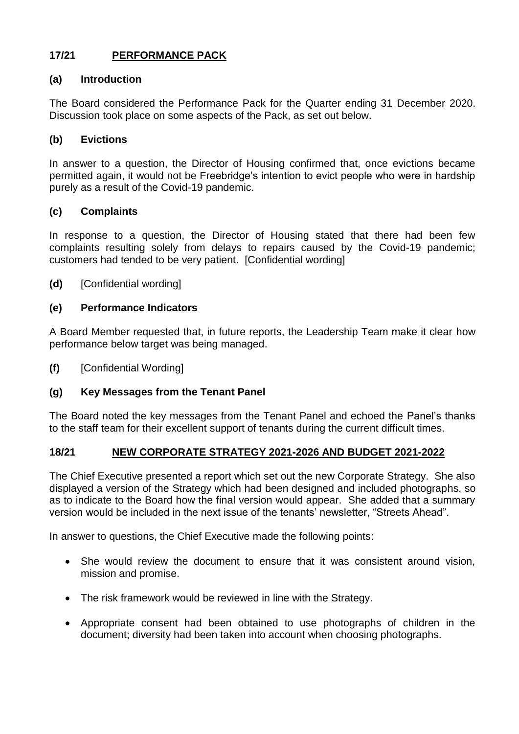## 17/21 PERFORMANCE PACK

### (a) Introduction

The Board considered the Performance Pack for the Quarter ending 31 December 2020. Discussion took place on some aspects of the Pack, as set out below.

### (b) Evictions

In answer to a question, the Director of Housing confirmed that, once evictions became permitted again, it would not be Freebridge's intention to evict people who were in hardship purely as a result of the Covid-19 pandemic.

### (c) Complaints

In response to a question, the Director of Housing stated that there had been few complaints resulting solely from delays to repairs caused by the Covid-19 pandemic; customers had tended to be very patient. [Confidential wording]

**(d)** [Confidential wording]

### (e) Performance Indicators

A Board Member requested that, in future reports, the Leadership Team make it clear how performance below target was being managed.

**(f)** [Confidential Wording]

### (g) Key Messages from the Tenant Panel

The Board noted the key messages from the Tenant Panel and echoed the Panel's thanks to the staff team for their excellent support of tenants during the current difficult times.

## 18/21 NEW CORPORATE STRATEGY 2021-2026 AND BUDGET 2021-2022

The Chief Executive presented a report which set out the new Corporate Strategy. She also displayed a version of the Strategy which had been designed and included photographs, so as to indicate to the Board how the final version would appear. She added that a summary version would be included in the next issue of the tenants' newsletter, "Streets Ahead".

In answer to questions, the Chief Executive made the following points:

- She would review the document to ensure that it was consistent around vision, mission and promise.
- The risk framework would be reviewed in line with the Strategy.
- Appropriate consent had been obtained to use photographs of children in the document; diversity had been taken into account when choosing photographs.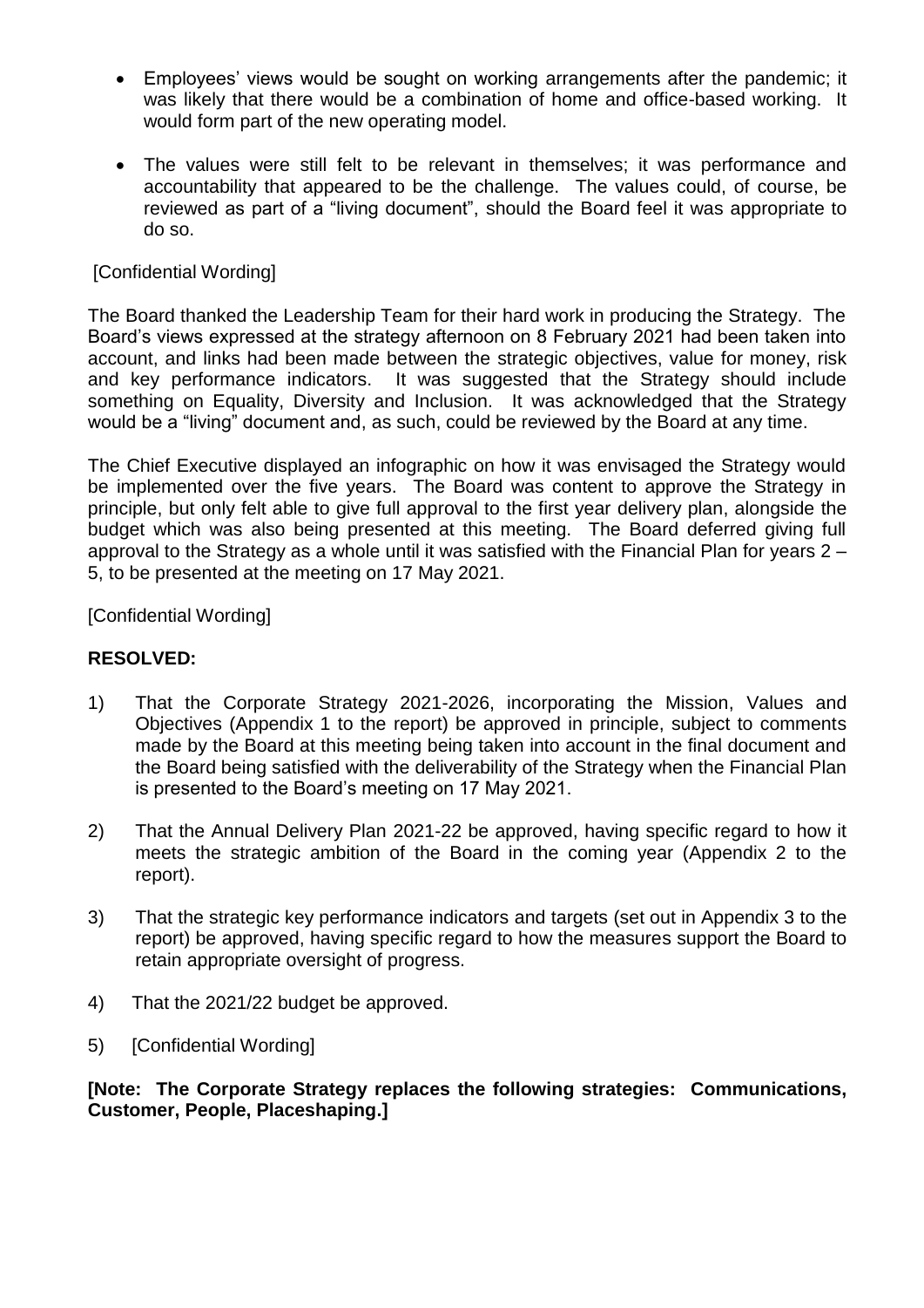- Employees' views would be sought on working arrangements after the pandemic; it was likely that there would be a combination of home and office-based working. It would form part of the new operating model.
- The values were still felt to be relevant in themselves; it was performance and accountability that appeared to be the challenge. The values could, of course, be reviewed as part of a "living document", should the Board feel it was appropriate to do so.

[Confidential Wording]

The Board thanked the Leadership Team for their hard work in producing the Strategy. The Board's views expressed at the strategy afternoon on 8 February 2021 had been taken into account, and links had been made between the strategic objectives, value for money, risk and key performance indicators. It was suggested that the Strategy should include something on Equality, Diversity and Inclusion. It was acknowledged that the Strategy would be a "living" document and, as such, could be reviewed by the Board at any time.

The Chief Executive displayed an infographic on how it was envisaged the Strategy would be implemented over the five years. The Board was content to approve the Strategy in principle, but only felt able to give full approval to the first year delivery plan, alongside the budget which was also being presented at this meeting. The Board deferred giving full approval to the Strategy as a whole until it was satisfied with the Financial Plan for years 2 – 5, to be presented at the meeting on 17 May 2021.

[Confidential Wording]

**RESOLVED:**

1) That the Corporate Strategy 2021-2026, incorporating the Mission, Values and Objectives (Appendix 1 to the report) be approved in principle, subject to comments made by the Board at this meeting being taken into account in the final document and the Board being satisfied with the deliverability of the Strategy when the Financial Plan is presented to the Board's meeting on 17 May 2021.

2) That the Annual Delivery Plan 2021-22 be approved, having specific regard to how it meets the strategic ambition of the Board in the coming year (Appendix 2 to the report).

3) That the strategic key performance indicators and targets (set out in Appendix 3 to the report) be approved, having specific regard to how the measures support the Board to retain appropriate oversight of progress.

4) That the 2021/22 budget be approved.

5) [Confidential Wording]

**[Note: The Corporate Strategy replaces the following strategies: Communications, Customer, People, Placeshaping.]**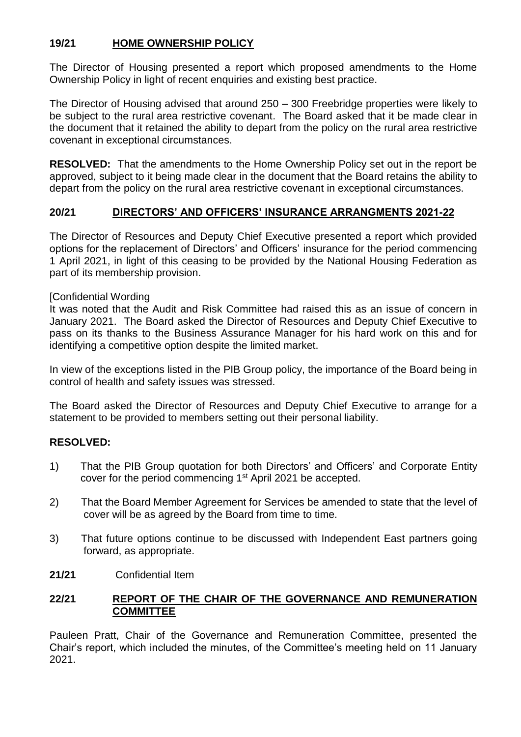## 19/21 HOME OWNERSHIP POLICY

The Director of Housing presented a report which proposed amendments to the Home Ownership Policy in light of recent enquiries and existing best practice.

The Director of Housing advised that around 250 – 300 Freebridge properties were likely to be subject to the rural area restrictive covenant. The Board asked that it be made clear in the document that it retained the ability to depart from the policy on the rural area restrictive covenant in exceptional circumstances.

**RESOLVED:** That the amendments to the Home Ownership Policy set out in the report be approved, subject to it being made clear in the document that the Board retains the ability to depart from the policy on the rural area restrictive covenant in exceptional circumstances.

## 20/21 DIRECTORS' AND OFFICERS' INSURANCE ARRANGMENTS 2021-22

The Director of Resources and Deputy Chief Executive presented a report which provided options for the replacement of Directors' and Officers' insurance for the period commencing 1 April 2021, in light of this ceasing to be provided by the National Housing Federation as part of its membership provision.

[Confidential Wording
It was noted that the Audit and Risk Committee had raised this as an issue of concern in January 2021. The Board asked the Director of Resources and Deputy Chief Executive to pass on its thanks to the Business Assurance Manager for his hard work on this and for identifying a competitive option despite the limited market.

In view of the exceptions listed in the PIB Group policy, the importance of the Board being in control of health and safety issues was stressed.

The Board asked the Director of Resources and Deputy Chief Executive to arrange for a statement to be provided to members setting out their personal liability.

**RESOLVED:**

1) That the PIB Group quotation for both Directors' and Officers' and Corporate Entity cover for the period commencing 1st April 2021 be accepted.

2) That the Board Member Agreement for Services be amended to state that the level of cover will be as agreed by the Board from time to time.

3) That future options continue to be discussed with Independent East partners going forward, as appropriate.

**21/21** Confidential Item

## 22/21 REPORT OF THE CHAIR OF THE GOVERNANCE AND REMUNERATION COMMITTEE

Pauleen Pratt, Chair of the Governance and Remuneration Committee, presented the Chair's report, which included the minutes, of the Committee's meeting held on 11 January 2021.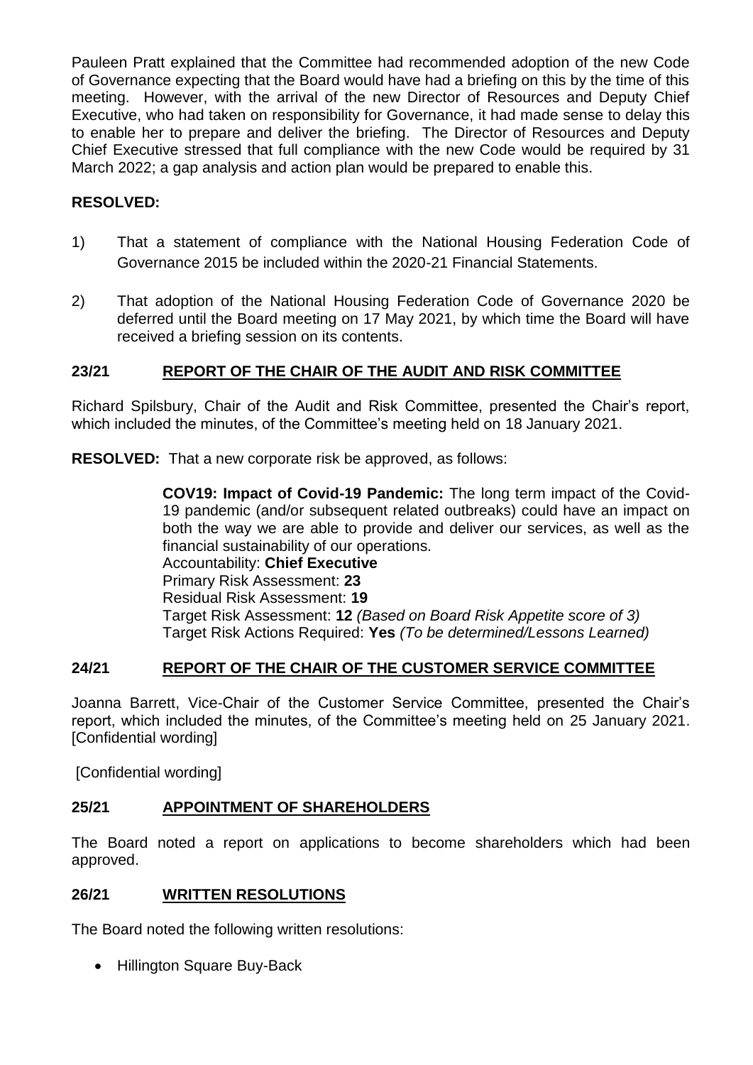Pauleen Pratt explained that the Committee had recommended adoption of the new Code of Governance expecting that the Board would have had a briefing on this by the time of this meeting. However, with the arrival of the new Director of Resources and Deputy Chief Executive, who had taken on responsibility for Governance, it had made sense to delay this to enable her to prepare and deliver the briefing. The Director of Resources and Deputy Chief Executive stressed that full compliance with the new Code would be required by 31 March 2022; a gap analysis and action plan would be prepared to enable this.

**RESOLVED:**

1) That a statement of compliance with the National Housing Federation Code of Governance 2015 be included within the 2020-21 Financial Statements.

2) That adoption of the National Housing Federation Code of Governance 2020 be deferred until the Board meeting on 17 May 2021, by which time the Board will have received a briefing session on its contents.

## 23/21 REPORT OF THE CHAIR OF THE AUDIT AND RISK COMMITTEE

Richard Spilsbury, Chair of the Audit and Risk Committee, presented the Chair's report, which included the minutes, of the Committee's meeting held on 18 January 2021.

**RESOLVED:** That a new corporate risk be approved, as follows:

> **COV19: Impact of Covid-19 Pandemic:** The long term impact of the Covid-19 pandemic (and/or subsequent related outbreaks) could have an impact on both the way we are able to provide and deliver our services, as well as the financial sustainability of our operations.
> Accountability: **Chief Executive**
> Primary Risk Assessment: **23**
> Residual Risk Assessment: **19**
> Target Risk Assessment: **12** *(Based on Board Risk Appetite score of 3)*
> Target Risk Actions Required: **Yes** *(To be determined/Lessons Learned)*

## 24/21 REPORT OF THE CHAIR OF THE CUSTOMER SERVICE COMMITTEE

Joanna Barrett, Vice-Chair of the Customer Service Committee, presented the Chair's report, which included the minutes, of the Committee's meeting held on 25 January 2021. [Confidential wording]

[Confidential wording]

## 25/21 APPOINTMENT OF SHAREHOLDERS

The Board noted a report on applications to become shareholders which had been approved.

## 26/21 WRITTEN RESOLUTIONS

The Board noted the following written resolutions:

- Hillington Square Buy-Back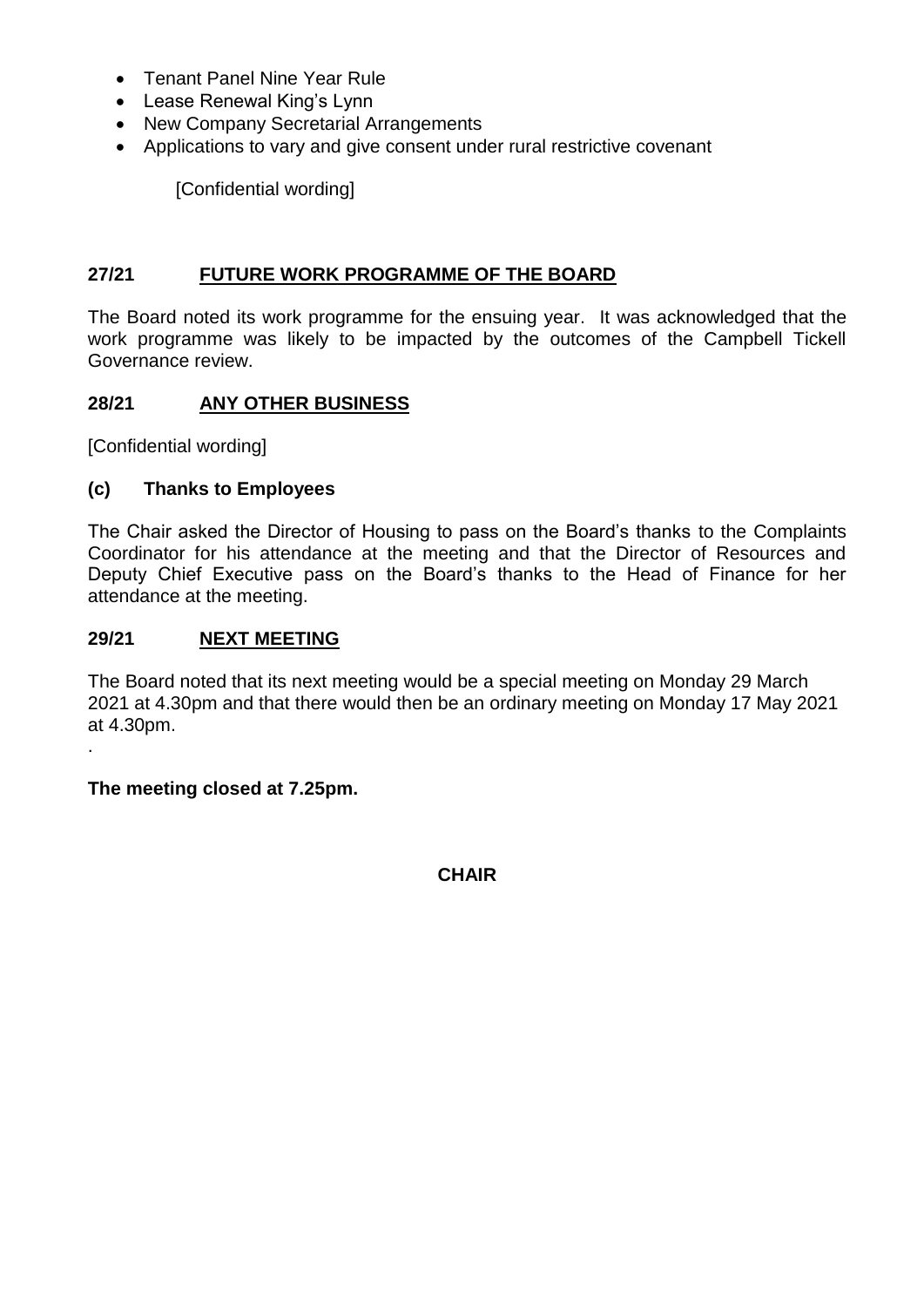- Tenant Panel Nine Year Rule
- Lease Renewal King's Lynn
- New Company Secretarial Arrangements
- Applications to vary and give consent under rural restrictive covenant

[Confidential wording]

## 27/21 FUTURE WORK PROGRAMME OF THE BOARD

The Board noted its work programme for the ensuing year. It was acknowledged that the work programme was likely to be impacted by the outcomes of the Campbell Tickell Governance review.

## 28/21 ANY OTHER BUSINESS

[Confidential wording]

### (c) Thanks to Employees

The Chair asked the Director of Housing to pass on the Board's thanks to the Complaints Coordinator for his attendance at the meeting and that the Director of Resources and Deputy Chief Executive pass on the Board's thanks to the Head of Finance for her attendance at the meeting.

## 29/21 NEXT MEETING

The Board noted that its next meeting would be a special meeting on Monday 29 March 2021 at 4.30pm and that there would then be an ordinary meeting on Monday 17 May 2021 at 4.30pm.

.

**The meeting closed at 7.25pm.**

**CHAIR**